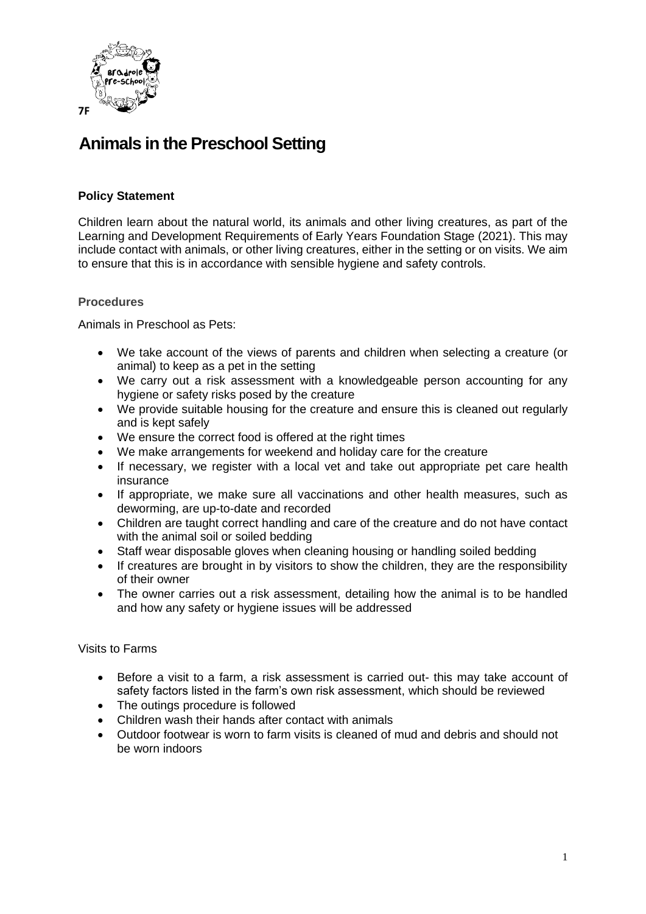7F

# Animals in the Preschool Setting

### Policy Statement

Children learn about the natural world, its animals and other living creatures, as part of the Learning and Development Requirements of Early Years Foundation Stage (2021). This may include contact with animals, or other living creatures, either in the setting or on visits. We aim to ensure that this is in accordance with sensible hygiene and safety controls.

### Procedures

Animals in Preschool as Pets:

- We take account of the views of parents and children when selecting a creature (or animal) to keep as a pet in the setting
- We carry out a risk assessment with a knowledgeable person accounting for any hygiene or safety risks posed by the creature
- We provide suitable housing for the creature and ensure this is cleaned out regularly and is kept safely
- We ensure the correct food is offered at the right times
- We make arrangements for weekend and holiday care for the creature
- If necessary, we register with a local vet and take out appropriate pet care health insurance
- If appropriate, we make sure all vaccinations and other health measures, such as deworming, are up-to-date and recorded
- Children are taught correct handling and care of the creature and do not have contact with the animal soil or soiled bedding
- Staff wear disposable gloves when cleaning housing or handling soiled bedding
- If creatures are brought in by visitors to show the children, they are the responsibility of their owner
- The owner carries out a risk assessment, detailing how the animal is to be handled and how any safety or hygiene issues will be addressed

Visits to Farms

- Before a visit to a farm, a risk assessment is carried out- this may take account of safety factors listed in the farm's own risk assessment, which should be reviewed
- The outings procedure is followed
- Children wash their hands after contact with animals
- Outdoor footwear is worn to farm visits is cleaned of mud and debris and should not be worn indoors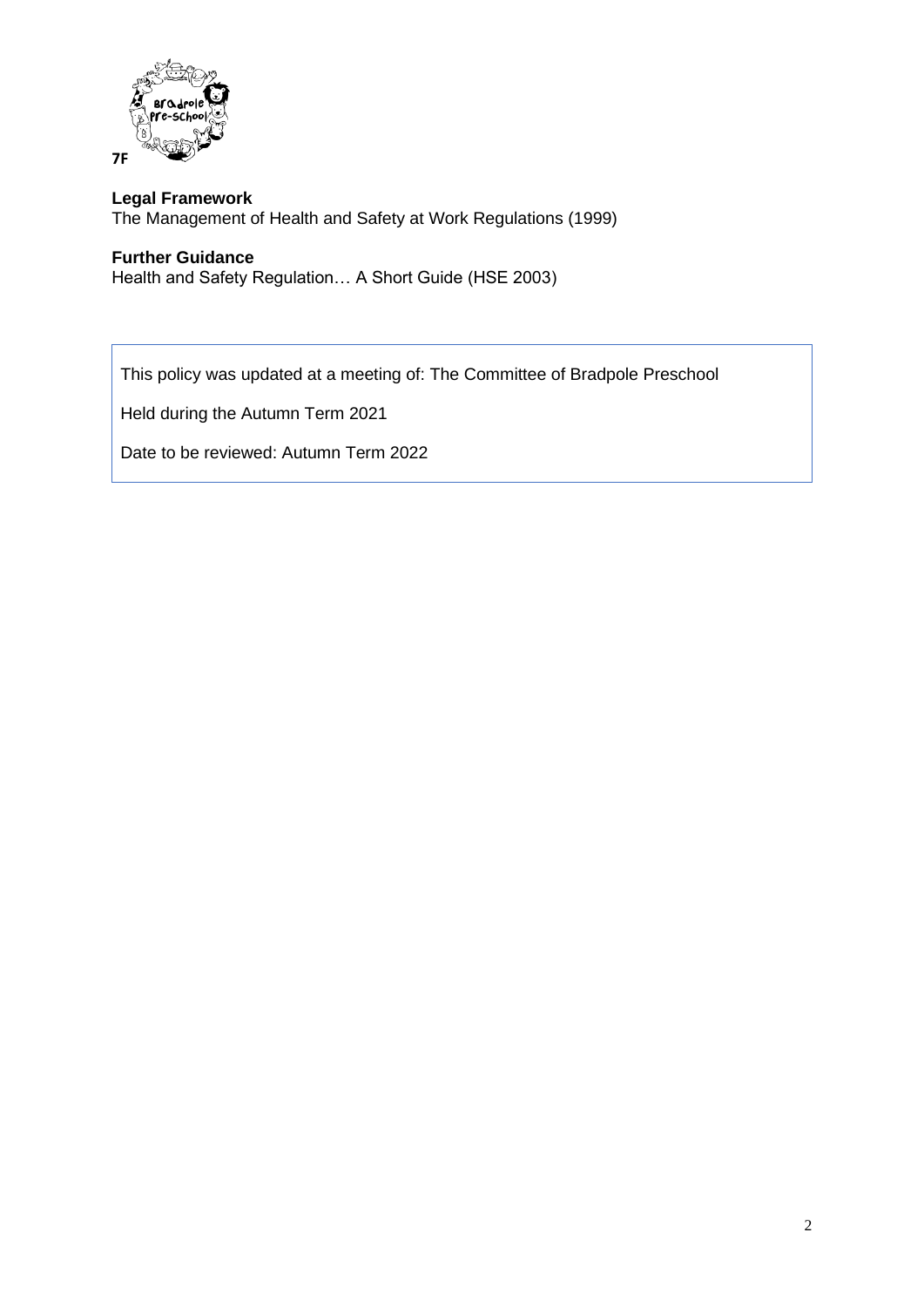7F

**Legal Framework**
The Management of Health and Safety at Work Regulations (1999)

**Further Guidance**
Health and Safety Regulation… A Short Guide (HSE 2003)

This policy was updated at a meeting of: The Committee of Bradpole Preschool

Held during the Autumn Term 2021

Date to be reviewed: Autumn Term 2022